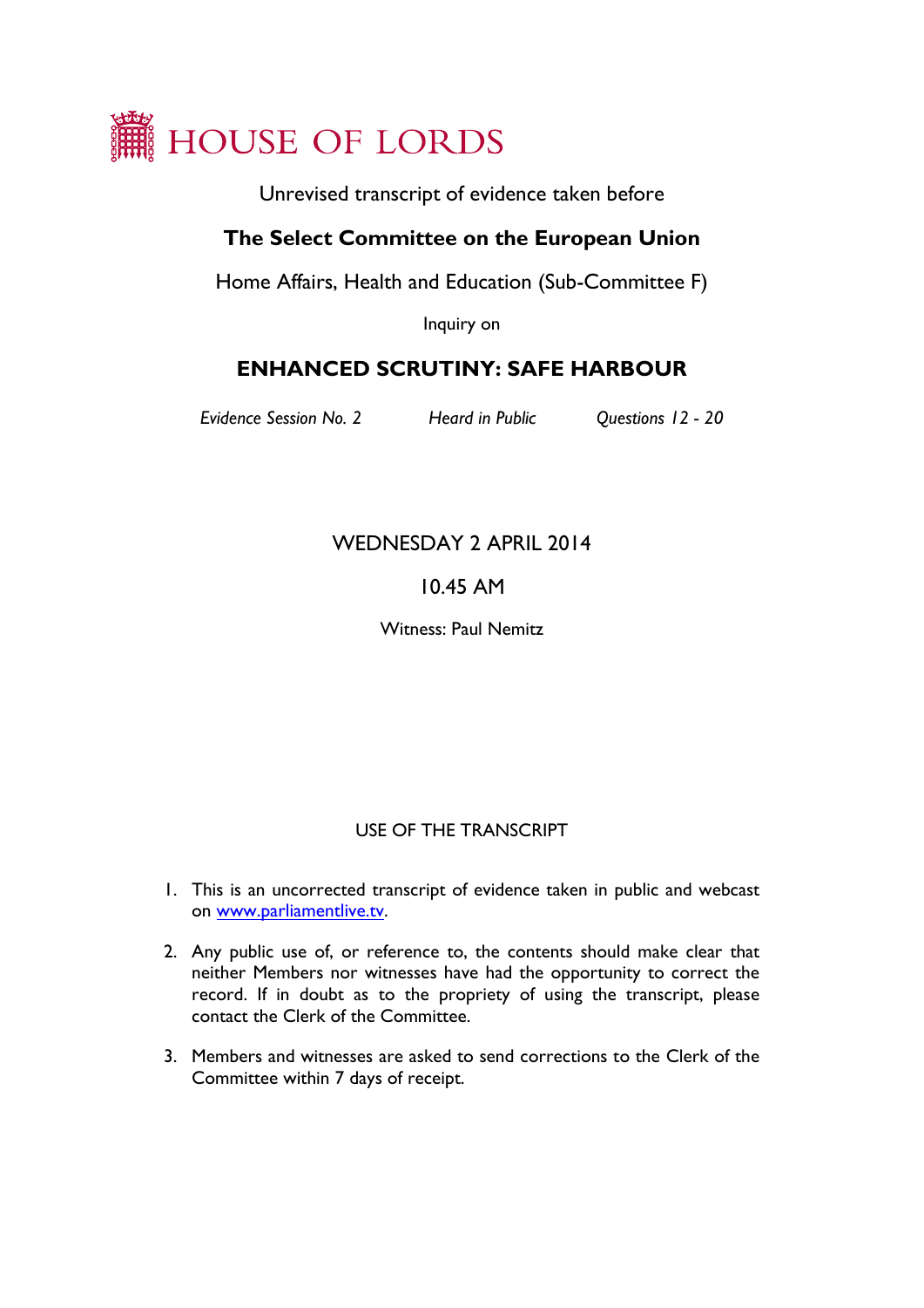# HOUSE OF LORDS

Unrevised transcript of evidence taken before

## The Select Committee on the European Union

Home Affairs, Health and Education (Sub-Committee F)

Inquiry on

## ENHANCED SCRUTINY: SAFE HARBOUR

*Evidence Session No. 2* *Heard in Public* *Questions 12 - 20*

WEDNESDAY 2 APRIL 2014

10.45 AM

Witness: Paul Nemitz

USE OF THE TRANSCRIPT

1. This is an uncorrected transcript of evidence taken in public and webcast on [www.parliamentlive.tv](www.parliamentlive.tv).

2. Any public use of, or reference to, the contents should make clear that neither Members nor witnesses have had the opportunity to correct the record. If in doubt as to the propriety of using the transcript, please contact the Clerk of the Committee.

3. Members and witnesses are asked to send corrections to the Clerk of the Committee within 7 days of receipt.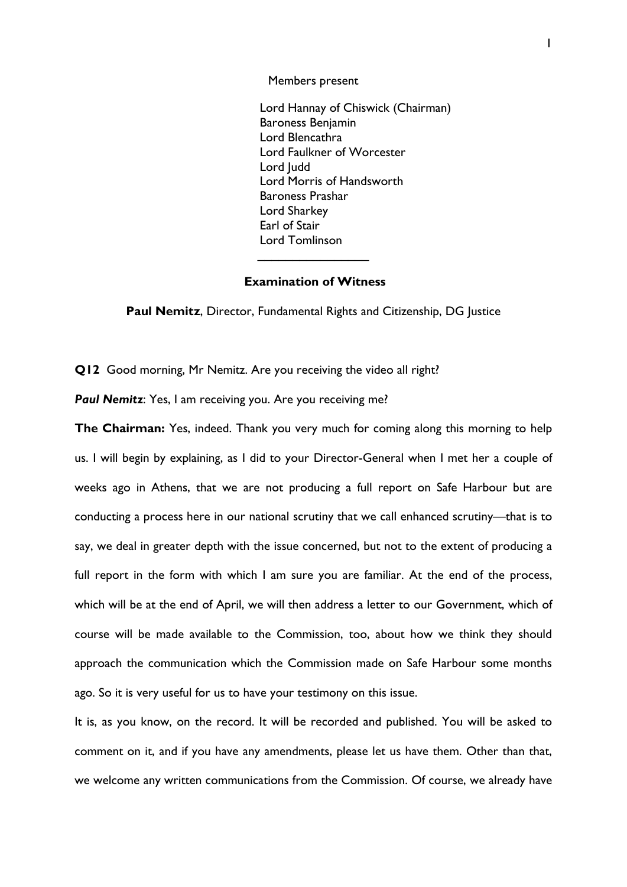Members present

Lord Hannay of Chiswick (Chairman)
Baroness Benjamin
Lord Blencathra
Lord Faulkner of Worcester
Lord Judd
Lord Morris of Handsworth
Baroness Prashar
Lord Sharkey
Earl of Stair
Lord Tomlinson

________________

**Examination of Witness**

**Paul Nemitz**, Director, Fundamental Rights and Citizenship, DG Justice

**Q12** Good morning, Mr Nemitz. Are you receiving the video all right?

***Paul Nemitz***: Yes, I am receiving you. Are you receiving me?

**The Chairman:** Yes, indeed. Thank you very much for coming along this morning to help us. I will begin by explaining, as I did to your Director-General when I met her a couple of weeks ago in Athens, that we are not producing a full report on Safe Harbour but are conducting a process here in our national scrutiny that we call enhanced scrutiny—that is to say, we deal in greater depth with the issue concerned, but not to the extent of producing a full report in the form with which I am sure you are familiar. At the end of the process, which will be at the end of April, we will then address a letter to our Government, which of course will be made available to the Commission, too, about how we think they should approach the communication which the Commission made on Safe Harbour some months ago. So it is very useful for us to have your testimony on this issue.

It is, as you know, on the record. It will be recorded and published. You will be asked to comment on it, and if you have any amendments, please let us have them. Other than that, we welcome any written communications from the Commission. Of course, we already have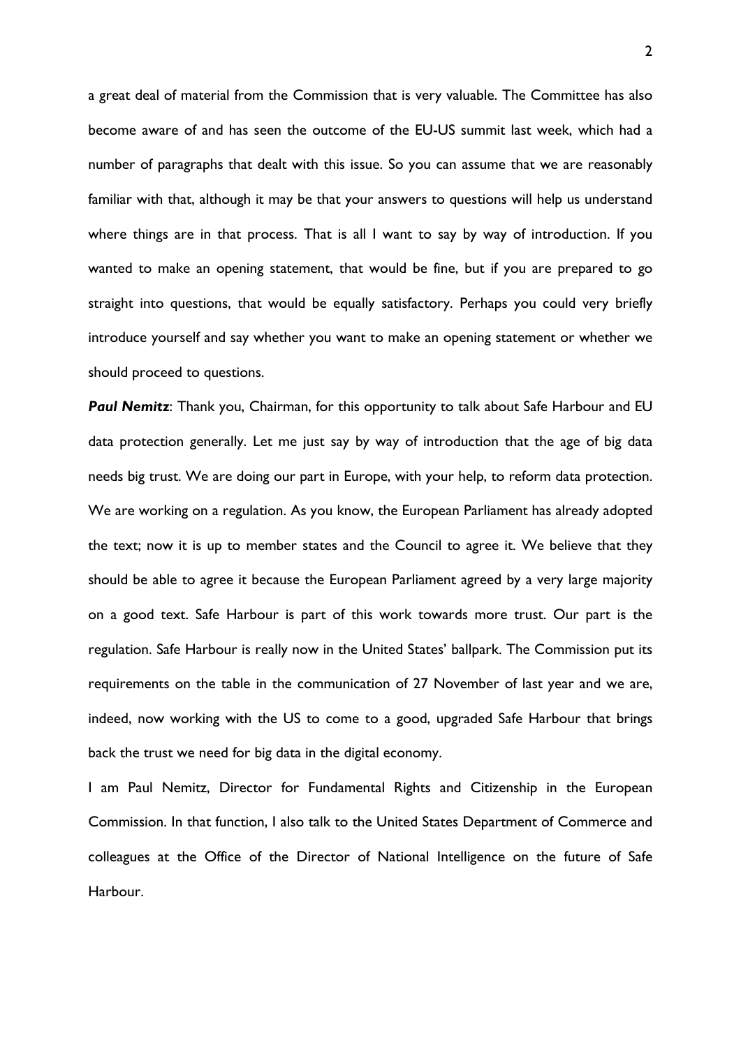a great deal of material from the Commission that is very valuable. The Committee has also become aware of and has seen the outcome of the EU-US summit last week, which had a number of paragraphs that dealt with this issue. So you can assume that we are reasonably familiar with that, although it may be that your answers to questions will help us understand where things are in that process. That is all I want to say by way of introduction. If you wanted to make an opening statement, that would be fine, but if you are prepared to go straight into questions, that would be equally satisfactory. Perhaps you could very briefly introduce yourself and say whether you want to make an opening statement or whether we should proceed to questions.

***Paul Nemitz***: Thank you, Chairman, for this opportunity to talk about Safe Harbour and EU data protection generally. Let me just say by way of introduction that the age of big data needs big trust. We are doing our part in Europe, with your help, to reform data protection. We are working on a regulation. As you know, the European Parliament has already adopted the text; now it is up to member states and the Council to agree it. We believe that they should be able to agree it because the European Parliament agreed by a very large majority on a good text. Safe Harbour is part of this work towards more trust. Our part is the regulation. Safe Harbour is really now in the United States' ballpark. The Commission put its requirements on the table in the communication of 27 November of last year and we are, indeed, now working with the US to come to a good, upgraded Safe Harbour that brings back the trust we need for big data in the digital economy.

I am Paul Nemitz, Director for Fundamental Rights and Citizenship in the European Commission. In that function, I also talk to the United States Department of Commerce and colleagues at the Office of the Director of National Intelligence on the future of Safe Harbour.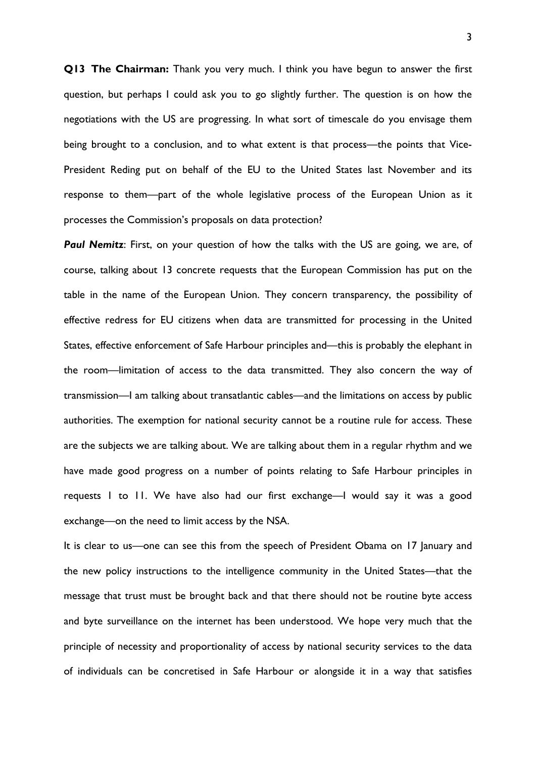**Q13 The Chairman:** Thank you very much. I think you have begun to answer the first question, but perhaps I could ask you to go slightly further. The question is on how the negotiations with the US are progressing. In what sort of timescale do you envisage them being brought to a conclusion, and to what extent is that process—the points that Vice-President Reding put on behalf of the EU to the United States last November and its response to them—part of the whole legislative process of the European Union as it processes the Commission's proposals on data protection?

***Paul Nemitz***: First, on your question of how the talks with the US are going, we are, of course, talking about 13 concrete requests that the European Commission has put on the table in the name of the European Union. They concern transparency, the possibility of effective redress for EU citizens when data are transmitted for processing in the United States, effective enforcement of Safe Harbour principles and—this is probably the elephant in the room—limitation of access to the data transmitted. They also concern the way of transmission—I am talking about transatlantic cables—and the limitations on access by public authorities. The exemption for national security cannot be a routine rule for access. These are the subjects we are talking about. We are talking about them in a regular rhythm and we have made good progress on a number of points relating to Safe Harbour principles in requests 1 to 11. We have also had our first exchange—I would say it was a good exchange—on the need to limit access by the NSA.

It is clear to us—one can see this from the speech of President Obama on 17 January and the new policy instructions to the intelligence community in the United States—that the message that trust must be brought back and that there should not be routine byte access and byte surveillance on the internet has been understood. We hope very much that the principle of necessity and proportionality of access by national security services to the data of individuals can be concretised in Safe Harbour or alongside it in a way that satisfies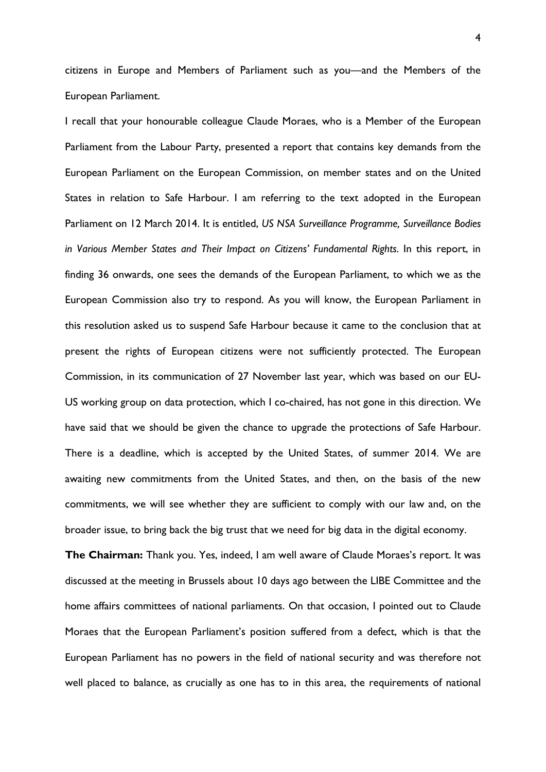citizens in Europe and Members of Parliament such as you—and the Members of the European Parliament.

I recall that your honourable colleague Claude Moraes, who is a Member of the European Parliament from the Labour Party, presented a report that contains key demands from the European Parliament on the European Commission, on member states and on the United States in relation to Safe Harbour. I am referring to the text adopted in the European Parliament on 12 March 2014. It is entitled, *US NSA Surveillance Programme, Surveillance Bodies in Various Member States and Their Impact on Citizens' Fundamental Rights*. In this report, in finding 36 onwards, one sees the demands of the European Parliament, to which we as the European Commission also try to respond. As you will know, the European Parliament in this resolution asked us to suspend Safe Harbour because it came to the conclusion that at present the rights of European citizens were not sufficiently protected. The European Commission, in its communication of 27 November last year, which was based on our EU-US working group on data protection, which I co-chaired, has not gone in this direction. We have said that we should be given the chance to upgrade the protections of Safe Harbour. There is a deadline, which is accepted by the United States, of summer 2014. We are awaiting new commitments from the United States, and then, on the basis of the new commitments, we will see whether they are sufficient to comply with our law and, on the broader issue, to bring back the big trust that we need for big data in the digital economy.

**The Chairman:** Thank you. Yes, indeed, I am well aware of Claude Moraes's report. It was discussed at the meeting in Brussels about 10 days ago between the LIBE Committee and the home affairs committees of national parliaments. On that occasion, I pointed out to Claude Moraes that the European Parliament's position suffered from a defect, which is that the European Parliament has no powers in the field of national security and was therefore not well placed to balance, as crucially as one has to in this area, the requirements of national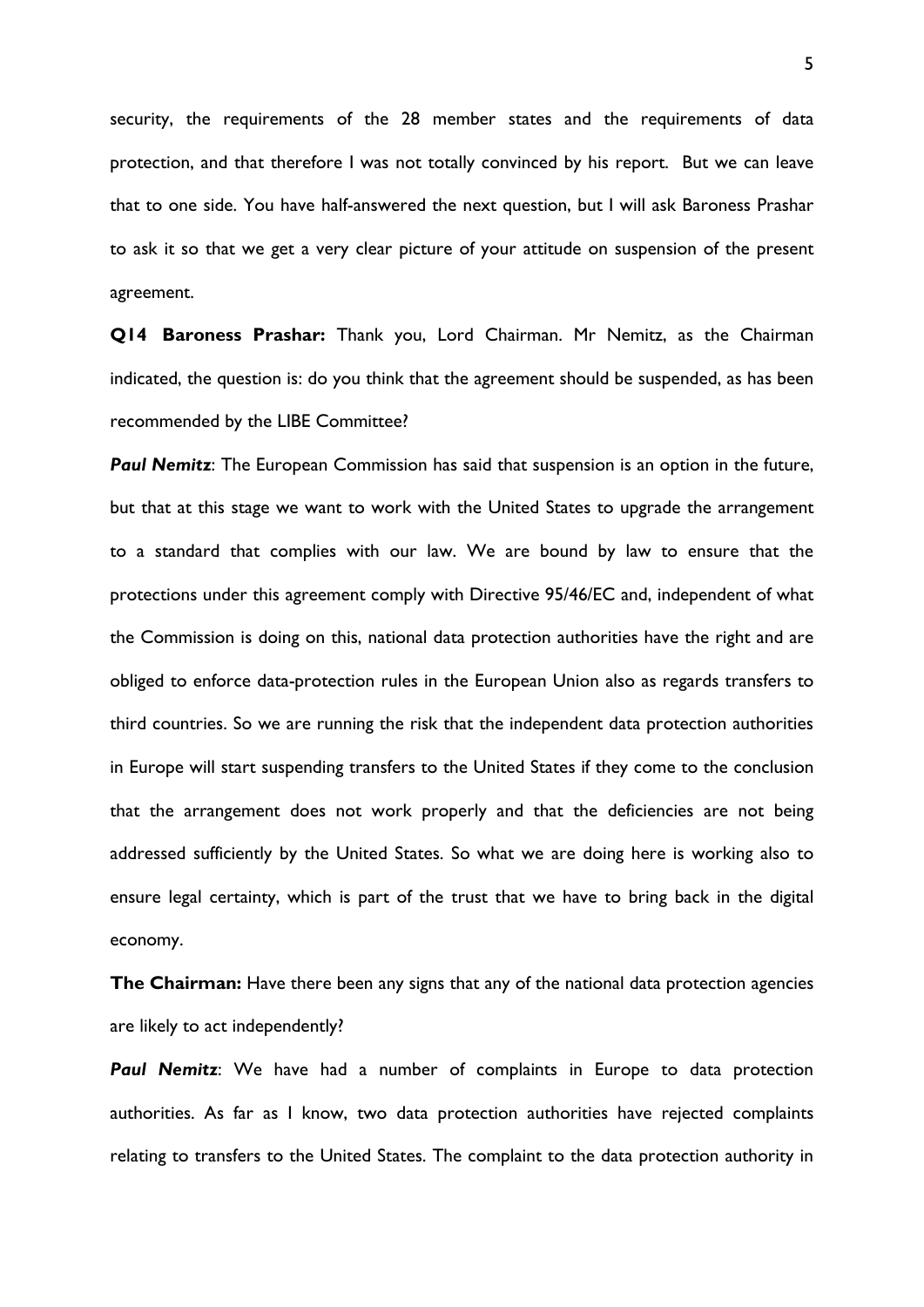security, the requirements of the 28 member states and the requirements of data protection, and that therefore I was not totally convinced by his report. But we can leave that to one side. You have half-answered the next question, but I will ask Baroness Prashar to ask it so that we get a very clear picture of your attitude on suspension of the present agreement.

**Q14 Baroness Prashar:** Thank you, Lord Chairman. Mr Nemitz, as the Chairman indicated, the question is: do you think that the agreement should be suspended, as has been recommended by the LIBE Committee?

***Paul Nemitz***: The European Commission has said that suspension is an option in the future, but that at this stage we want to work with the United States to upgrade the arrangement to a standard that complies with our law. We are bound by law to ensure that the protections under this agreement comply with Directive 95/46/EC and, independent of what the Commission is doing on this, national data protection authorities have the right and are obliged to enforce data-protection rules in the European Union also as regards transfers to third countries. So we are running the risk that the independent data protection authorities in Europe will start suspending transfers to the United States if they come to the conclusion that the arrangement does not work properly and that the deficiencies are not being addressed sufficiently by the United States. So what we are doing here is working also to ensure legal certainty, which is part of the trust that we have to bring back in the digital economy.

**The Chairman:** Have there been any signs that any of the national data protection agencies are likely to act independently?

***Paul Nemitz***: We have had a number of complaints in Europe to data protection authorities. As far as I know, two data protection authorities have rejected complaints relating to transfers to the United States. The complaint to the data protection authority in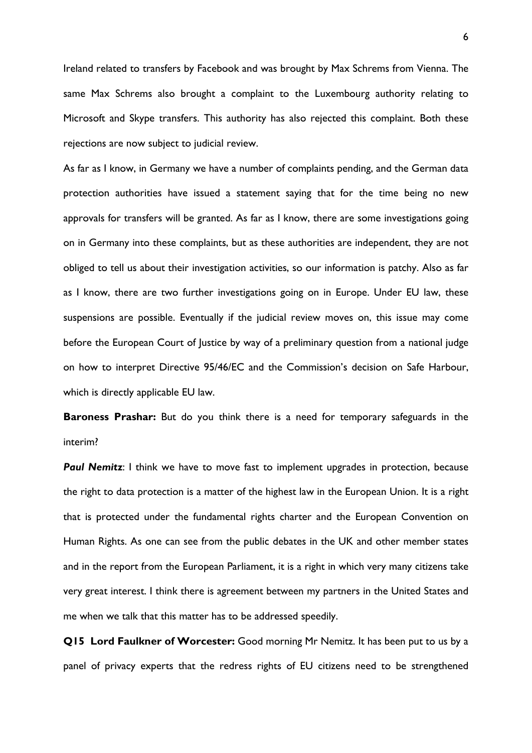Ireland related to transfers by Facebook and was brought by Max Schrems from Vienna. The same Max Schrems also brought a complaint to the Luxembourg authority relating to Microsoft and Skype transfers. This authority has also rejected this complaint. Both these rejections are now subject to judicial review.

As far as I know, in Germany we have a number of complaints pending, and the German data protection authorities have issued a statement saying that for the time being no new approvals for transfers will be granted. As far as I know, there are some investigations going on in Germany into these complaints, but as these authorities are independent, they are not obliged to tell us about their investigation activities, so our information is patchy. Also as far as I know, there are two further investigations going on in Europe. Under EU law, these suspensions are possible. Eventually if the judicial review moves on, this issue may come before the European Court of Justice by way of a preliminary question from a national judge on how to interpret Directive 95/46/EC and the Commission's decision on Safe Harbour, which is directly applicable EU law.

**Baroness Prashar:** But do you think there is a need for temporary safeguards in the interim?

***Paul Nemitz***: I think we have to move fast to implement upgrades in protection, because the right to data protection is a matter of the highest law in the European Union. It is a right that is protected under the fundamental rights charter and the European Convention on Human Rights. As one can see from the public debates in the UK and other member states and in the report from the European Parliament, it is a right in which very many citizens take very great interest. I think there is agreement between my partners in the United States and me when we talk that this matter has to be addressed speedily.

**Q15 Lord Faulkner of Worcester:** Good morning Mr Nemitz. It has been put to us by a panel of privacy experts that the redress rights of EU citizens need to be strengthened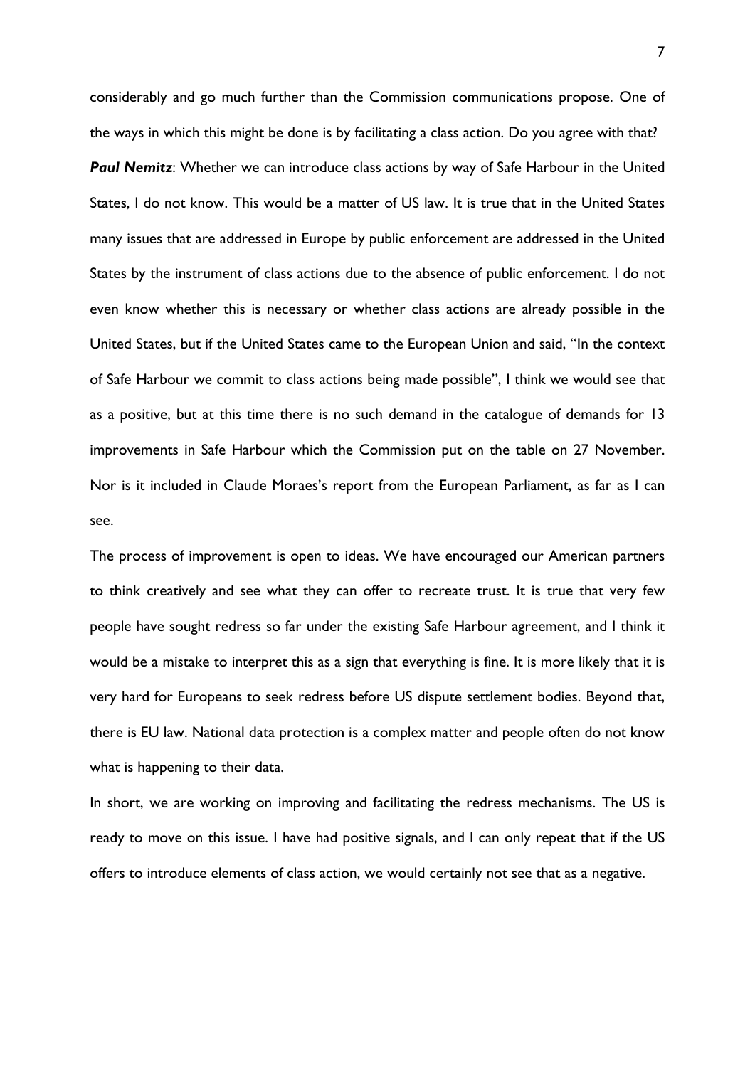considerably and go much further than the Commission communications propose. One of the ways in which this might be done is by facilitating a class action. Do you agree with that?

***Paul Nemitz***: Whether we can introduce class actions by way of Safe Harbour in the United States, I do not know. This would be a matter of US law. It is true that in the United States many issues that are addressed in Europe by public enforcement are addressed in the United States by the instrument of class actions due to the absence of public enforcement. I do not even know whether this is necessary or whether class actions are already possible in the United States, but if the United States came to the European Union and said, "In the context of Safe Harbour we commit to class actions being made possible", I think we would see that as a positive, but at this time there is no such demand in the catalogue of demands for 13 improvements in Safe Harbour which the Commission put on the table on 27 November. Nor is it included in Claude Moraes's report from the European Parliament, as far as I can see.

The process of improvement is open to ideas. We have encouraged our American partners to think creatively and see what they can offer to recreate trust. It is true that very few people have sought redress so far under the existing Safe Harbour agreement, and I think it would be a mistake to interpret this as a sign that everything is fine. It is more likely that it is very hard for Europeans to seek redress before US dispute settlement bodies. Beyond that, there is EU law. National data protection is a complex matter and people often do not know what is happening to their data.

In short, we are working on improving and facilitating the redress mechanisms. The US is ready to move on this issue. I have had positive signals, and I can only repeat that if the US offers to introduce elements of class action, we would certainly not see that as a negative.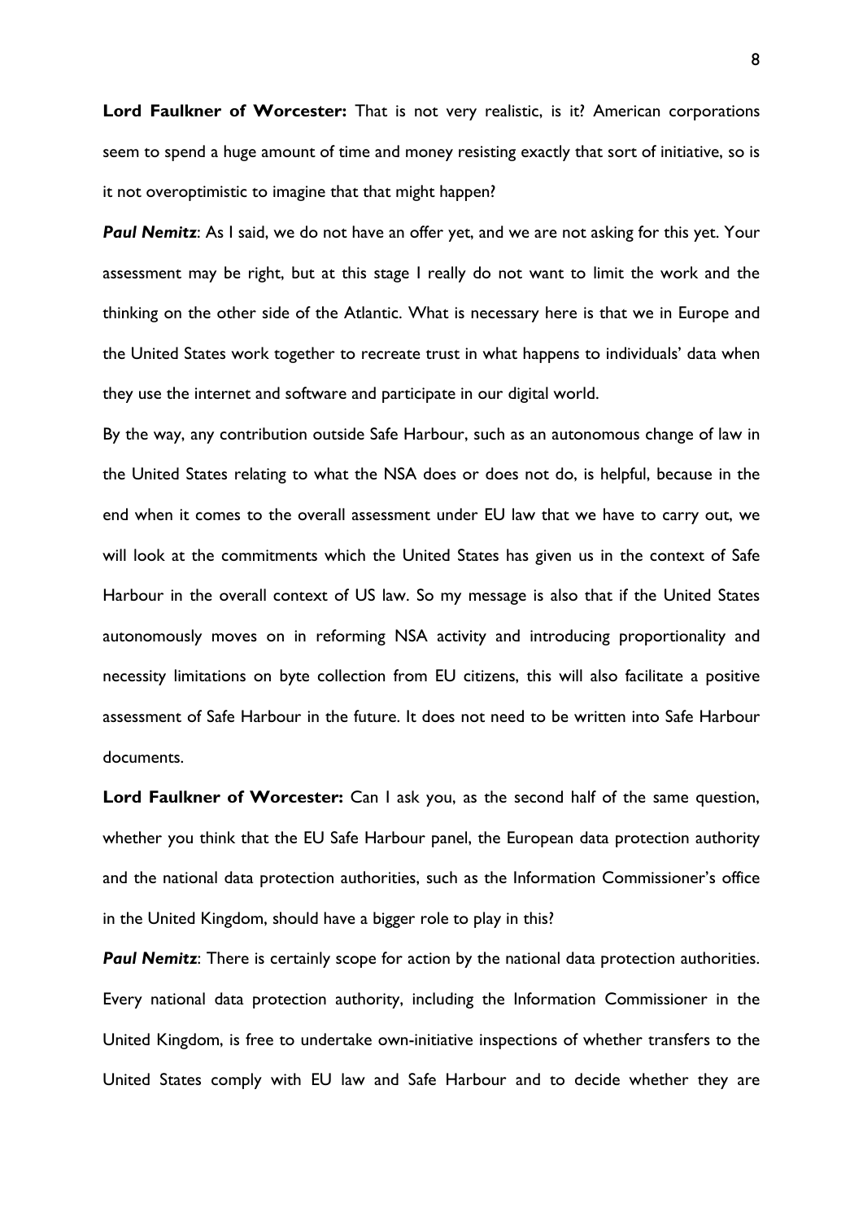**Lord Faulkner of Worcester:** That is not very realistic, is it? American corporations seem to spend a huge amount of time and money resisting exactly that sort of initiative, so is it not overoptimistic to imagine that that might happen?

***Paul Nemitz***: As I said, we do not have an offer yet, and we are not asking for this yet. Your assessment may be right, but at this stage I really do not want to limit the work and the thinking on the other side of the Atlantic. What is necessary here is that we in Europe and the United States work together to recreate trust in what happens to individuals' data when they use the internet and software and participate in our digital world.

By the way, any contribution outside Safe Harbour, such as an autonomous change of law in the United States relating to what the NSA does or does not do, is helpful, because in the end when it comes to the overall assessment under EU law that we have to carry out, we will look at the commitments which the United States has given us in the context of Safe Harbour in the overall context of US law. So my message is also that if the United States autonomously moves on in reforming NSA activity and introducing proportionality and necessity limitations on byte collection from EU citizens, this will also facilitate a positive assessment of Safe Harbour in the future. It does not need to be written into Safe Harbour documents.

**Lord Faulkner of Worcester:** Can I ask you, as the second half of the same question, whether you think that the EU Safe Harbour panel, the European data protection authority and the national data protection authorities, such as the Information Commissioner's office in the United Kingdom, should have a bigger role to play in this?

***Paul Nemitz***: There is certainly scope for action by the national data protection authorities. Every national data protection authority, including the Information Commissioner in the United Kingdom, is free to undertake own-initiative inspections of whether transfers to the United States comply with EU law and Safe Harbour and to decide whether they are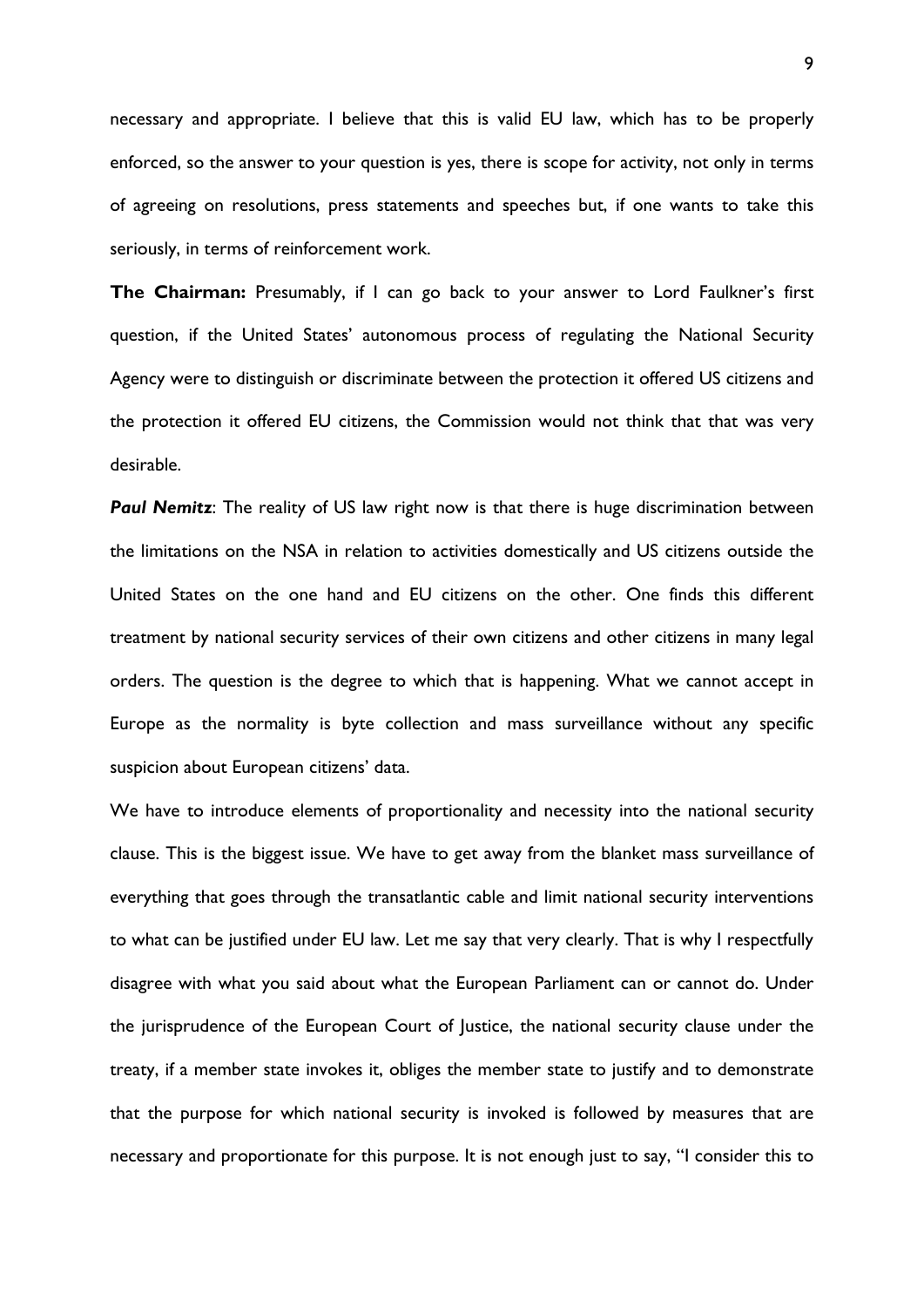necessary and appropriate. I believe that this is valid EU law, which has to be properly enforced, so the answer to your question is yes, there is scope for activity, not only in terms of agreeing on resolutions, press statements and speeches but, if one wants to take this seriously, in terms of reinforcement work.

**The Chairman:** Presumably, if I can go back to your answer to Lord Faulkner's first question, if the United States' autonomous process of regulating the National Security Agency were to distinguish or discriminate between the protection it offered US citizens and the protection it offered EU citizens, the Commission would not think that that was very desirable.

***Paul Nemitz***: The reality of US law right now is that there is huge discrimination between the limitations on the NSA in relation to activities domestically and US citizens outside the United States on the one hand and EU citizens on the other. One finds this different treatment by national security services of their own citizens and other citizens in many legal orders. The question is the degree to which that is happening. What we cannot accept in Europe as the normality is byte collection and mass surveillance without any specific suspicion about European citizens' data.

We have to introduce elements of proportionality and necessity into the national security clause. This is the biggest issue. We have to get away from the blanket mass surveillance of everything that goes through the transatlantic cable and limit national security interventions to what can be justified under EU law. Let me say that very clearly. That is why I respectfully disagree with what you said about what the European Parliament can or cannot do. Under the jurisprudence of the European Court of Justice, the national security clause under the treaty, if a member state invokes it, obliges the member state to justify and to demonstrate that the purpose for which national security is invoked is followed by measures that are necessary and proportionate for this purpose. It is not enough just to say, "I consider this to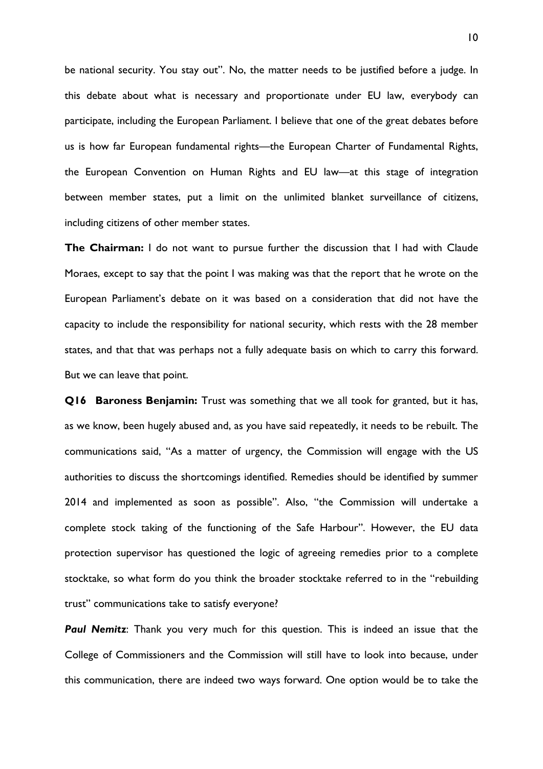be national security. You stay out". No, the matter needs to be justified before a judge. In this debate about what is necessary and proportionate under EU law, everybody can participate, including the European Parliament. I believe that one of the great debates before us is how far European fundamental rights—the European Charter of Fundamental Rights, the European Convention on Human Rights and EU law—at this stage of integration between member states, put a limit on the unlimited blanket surveillance of citizens, including citizens of other member states.

**The Chairman:** I do not want to pursue further the discussion that I had with Claude Moraes, except to say that the point I was making was that the report that he wrote on the European Parliament's debate on it was based on a consideration that did not have the capacity to include the responsibility for national security, which rests with the 28 member states, and that that was perhaps not a fully adequate basis on which to carry this forward. But we can leave that point.

**Q16 Baroness Benjamin:** Trust was something that we all took for granted, but it has, as we know, been hugely abused and, as you have said repeatedly, it needs to be rebuilt. The communications said, "As a matter of urgency, the Commission will engage with the US authorities to discuss the shortcomings identified. Remedies should be identified by summer 2014 and implemented as soon as possible". Also, "the Commission will undertake a complete stock taking of the functioning of the Safe Harbour". However, the EU data protection supervisor has questioned the logic of agreeing remedies prior to a complete stocktake, so what form do you think the broader stocktake referred to in the "rebuilding trust" communications take to satisfy everyone?

***Paul Nemitz***: Thank you very much for this question. This is indeed an issue that the College of Commissioners and the Commission will still have to look into because, under this communication, there are indeed two ways forward. One option would be to take the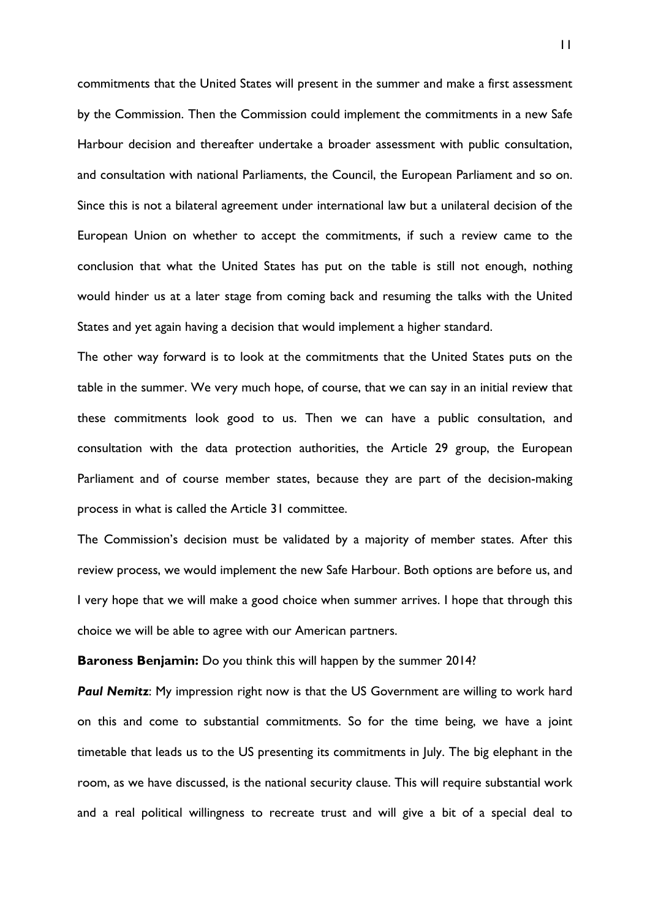commitments that the United States will present in the summer and make a first assessment by the Commission. Then the Commission could implement the commitments in a new Safe Harbour decision and thereafter undertake a broader assessment with public consultation, and consultation with national Parliaments, the Council, the European Parliament and so on. Since this is not a bilateral agreement under international law but a unilateral decision of the European Union on whether to accept the commitments, if such a review came to the conclusion that what the United States has put on the table is still not enough, nothing would hinder us at a later stage from coming back and resuming the talks with the United States and yet again having a decision that would implement a higher standard.

The other way forward is to look at the commitments that the United States puts on the table in the summer. We very much hope, of course, that we can say in an initial review that these commitments look good to us. Then we can have a public consultation, and consultation with the data protection authorities, the Article 29 group, the European Parliament and of course member states, because they are part of the decision-making process in what is called the Article 31 committee.

The Commission's decision must be validated by a majority of member states. After this review process, we would implement the new Safe Harbour. Both options are before us, and I very hope that we will make a good choice when summer arrives. I hope that through this choice we will be able to agree with our American partners.

**Baroness Benjamin:** Do you think this will happen by the summer 2014?

***Paul Nemitz***: My impression right now is that the US Government are willing to work hard on this and come to substantial commitments. So for the time being, we have a joint timetable that leads us to the US presenting its commitments in July. The big elephant in the room, as we have discussed, is the national security clause. This will require substantial work and a real political willingness to recreate trust and will give a bit of a special deal to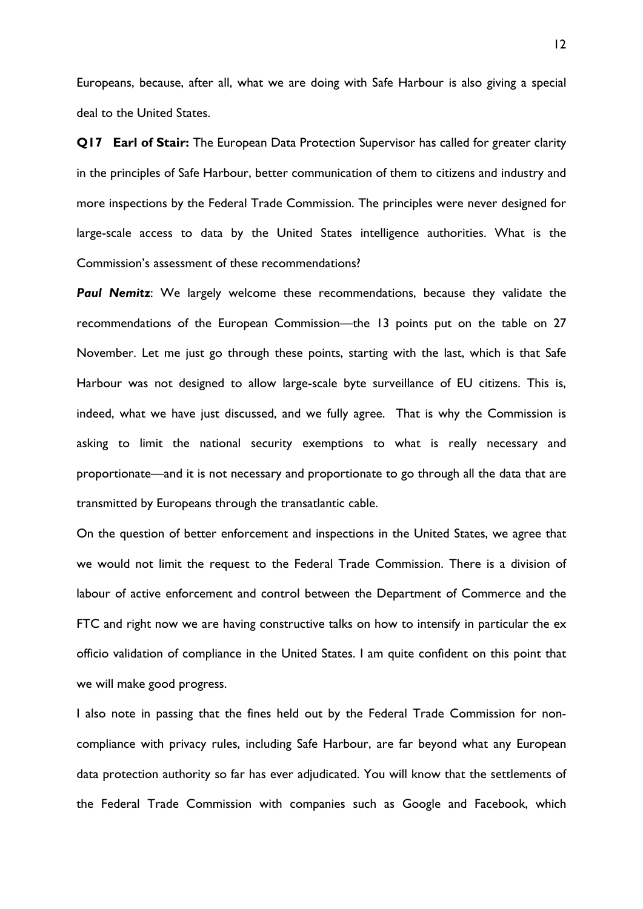Europeans, because, after all, what we are doing with Safe Harbour is also giving a special deal to the United States.

**Q17 Earl of Stair:** The European Data Protection Supervisor has called for greater clarity in the principles of Safe Harbour, better communication of them to citizens and industry and more inspections by the Federal Trade Commission. The principles were never designed for large-scale access to data by the United States intelligence authorities. What is the Commission's assessment of these recommendations?

***Paul Nemitz***: We largely welcome these recommendations, because they validate the recommendations of the European Commission—the 13 points put on the table on 27 November. Let me just go through these points, starting with the last, which is that Safe Harbour was not designed to allow large-scale byte surveillance of EU citizens. This is, indeed, what we have just discussed, and we fully agree. That is why the Commission is asking to limit the national security exemptions to what is really necessary and proportionate—and it is not necessary and proportionate to go through all the data that are transmitted by Europeans through the transatlantic cable.

On the question of better enforcement and inspections in the United States, we agree that we would not limit the request to the Federal Trade Commission. There is a division of labour of active enforcement and control between the Department of Commerce and the FTC and right now we are having constructive talks on how to intensify in particular the ex officio validation of compliance in the United States. I am quite confident on this point that we will make good progress.

I also note in passing that the fines held out by the Federal Trade Commission for non-compliance with privacy rules, including Safe Harbour, are far beyond what any European data protection authority so far has ever adjudicated. You will know that the settlements of the Federal Trade Commission with companies such as Google and Facebook, which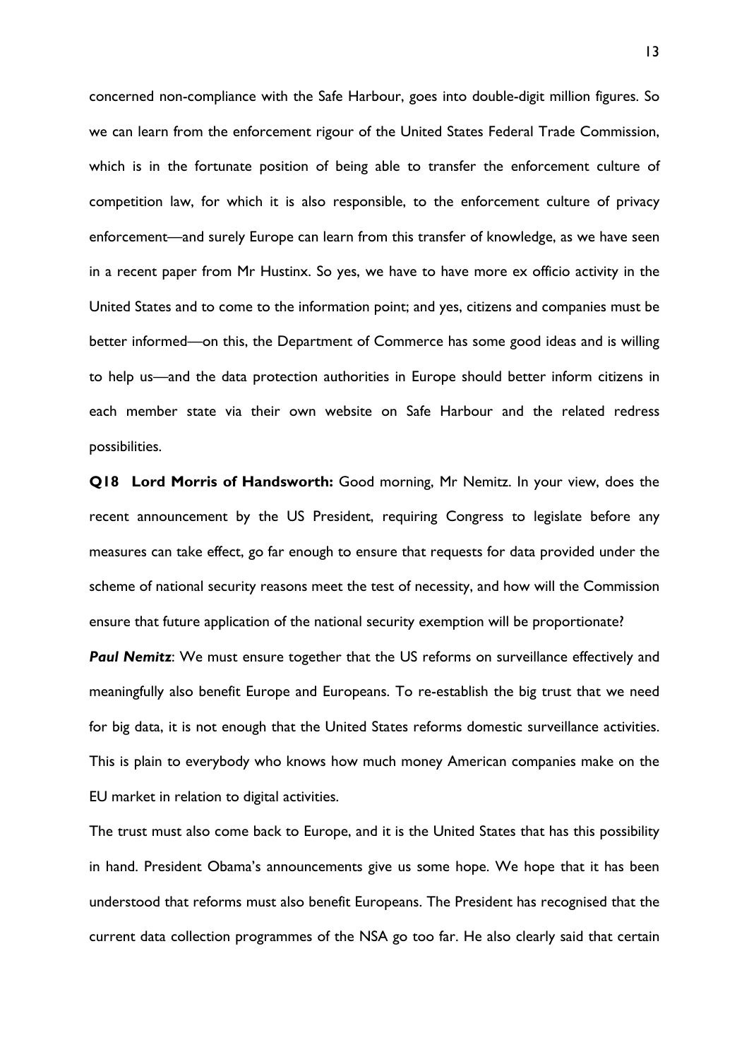concerned non-compliance with the Safe Harbour, goes into double-digit million figures. So we can learn from the enforcement rigour of the United States Federal Trade Commission, which is in the fortunate position of being able to transfer the enforcement culture of competition law, for which it is also responsible, to the enforcement culture of privacy enforcement—and surely Europe can learn from this transfer of knowledge, as we have seen in a recent paper from Mr Hustinx. So yes, we have to have more ex officio activity in the United States and to come to the information point; and yes, citizens and companies must be better informed—on this, the Department of Commerce has some good ideas and is willing to help us—and the data protection authorities in Europe should better inform citizens in each member state via their own website on Safe Harbour and the related redress possibilities.

**Q18 Lord Morris of Handsworth:** Good morning, Mr Nemitz. In your view, does the recent announcement by the US President, requiring Congress to legislate before any measures can take effect, go far enough to ensure that requests for data provided under the scheme of national security reasons meet the test of necessity, and how will the Commission ensure that future application of the national security exemption will be proportionate?

***Paul Nemitz***: We must ensure together that the US reforms on surveillance effectively and meaningfully also benefit Europe and Europeans. To re-establish the big trust that we need for big data, it is not enough that the United States reforms domestic surveillance activities. This is plain to everybody who knows how much money American companies make on the EU market in relation to digital activities.

The trust must also come back to Europe, and it is the United States that has this possibility in hand. President Obama's announcements give us some hope. We hope that it has been understood that reforms must also benefit Europeans. The President has recognised that the current data collection programmes of the NSA go too far. He also clearly said that certain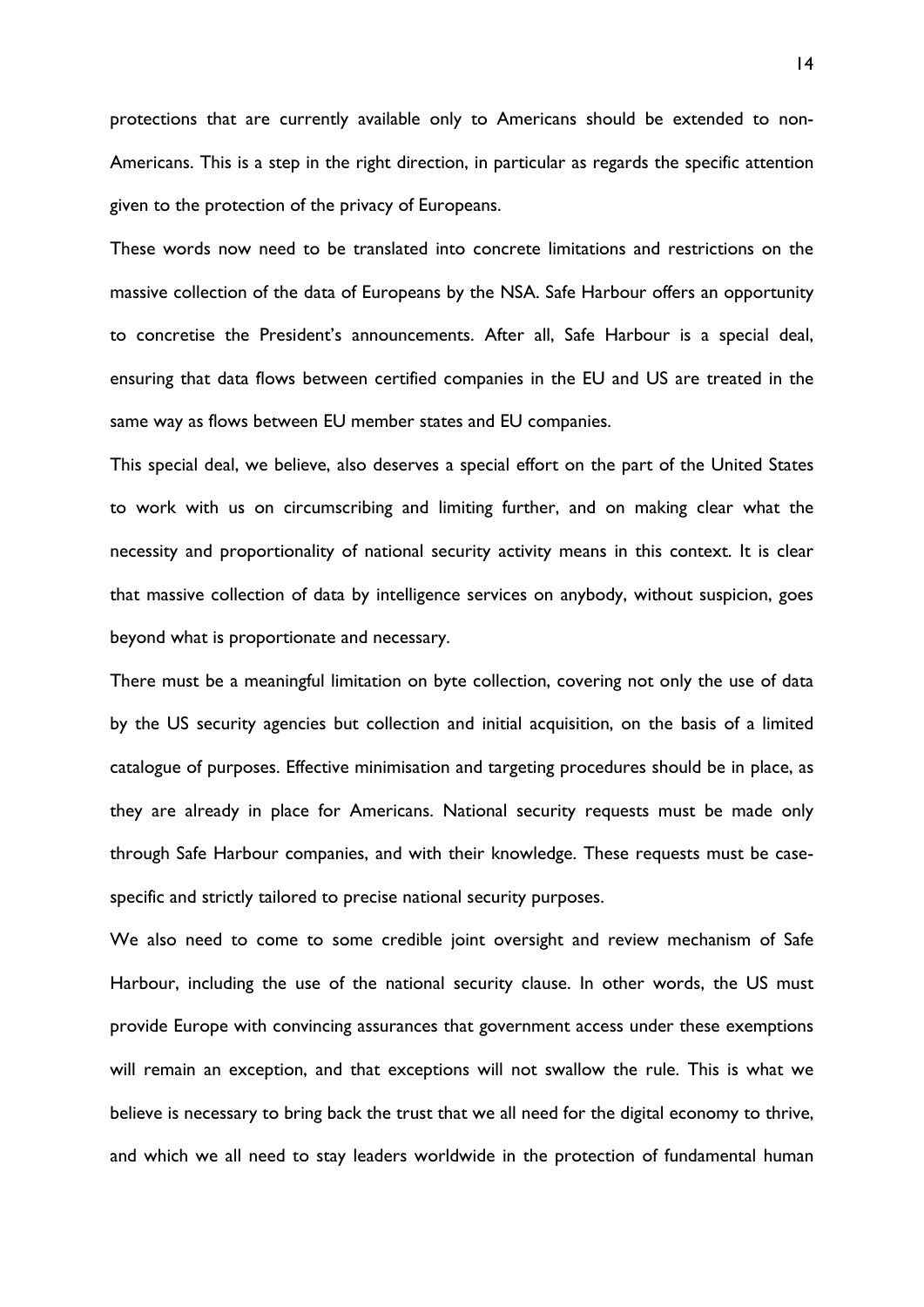protections that are currently available only to Americans should be extended to non-Americans. This is a step in the right direction, in particular as regards the specific attention given to the protection of the privacy of Europeans.

These words now need to be translated into concrete limitations and restrictions on the massive collection of the data of Europeans by the NSA. Safe Harbour offers an opportunity to concretise the President's announcements. After all, Safe Harbour is a special deal, ensuring that data flows between certified companies in the EU and US are treated in the same way as flows between EU member states and EU companies.

This special deal, we believe, also deserves a special effort on the part of the United States to work with us on circumscribing and limiting further, and on making clear what the necessity and proportionality of national security activity means in this context. It is clear that massive collection of data by intelligence services on anybody, without suspicion, goes beyond what is proportionate and necessary.

There must be a meaningful limitation on byte collection, covering not only the use of data by the US security agencies but collection and initial acquisition, on the basis of a limited catalogue of purposes. Effective minimisation and targeting procedures should be in place, as they are already in place for Americans. National security requests must be made only through Safe Harbour companies, and with their knowledge. These requests must be case-specific and strictly tailored to precise national security purposes.

We also need to come to some credible joint oversight and review mechanism of Safe Harbour, including the use of the national security clause. In other words, the US must provide Europe with convincing assurances that government access under these exemptions will remain an exception, and that exceptions will not swallow the rule. This is what we believe is necessary to bring back the trust that we all need for the digital economy to thrive, and which we all need to stay leaders worldwide in the protection of fundamental human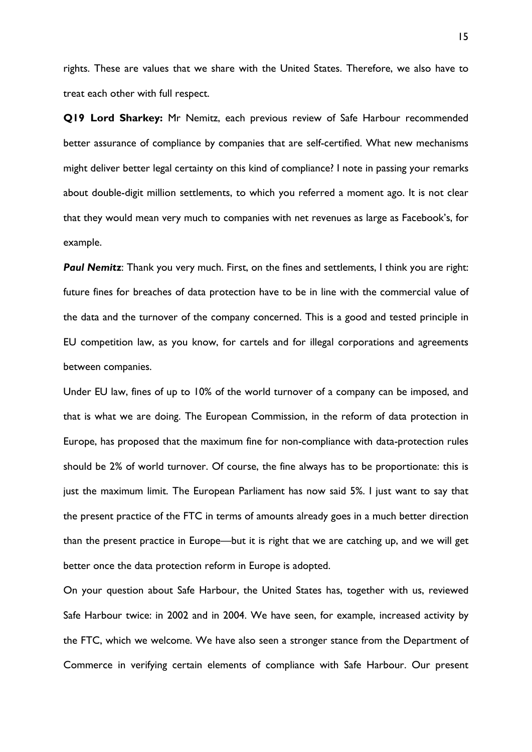rights. These are values that we share with the United States. Therefore, we also have to treat each other with full respect.

**Q19 Lord Sharkey:** Mr Nemitz, each previous review of Safe Harbour recommended better assurance of compliance by companies that are self-certified. What new mechanisms might deliver better legal certainty on this kind of compliance? I note in passing your remarks about double-digit million settlements, to which you referred a moment ago. It is not clear that they would mean very much to companies with net revenues as large as Facebook's, for example.

***Paul Nemitz***: Thank you very much. First, on the fines and settlements, I think you are right: future fines for breaches of data protection have to be in line with the commercial value of the data and the turnover of the company concerned. This is a good and tested principle in EU competition law, as you know, for cartels and for illegal corporations and agreements between companies.

Under EU law, fines of up to 10% of the world turnover of a company can be imposed, and that is what we are doing. The European Commission, in the reform of data protection in Europe, has proposed that the maximum fine for non-compliance with data-protection rules should be 2% of world turnover. Of course, the fine always has to be proportionate: this is just the maximum limit. The European Parliament has now said 5%. I just want to say that the present practice of the FTC in terms of amounts already goes in a much better direction than the present practice in Europe—but it is right that we are catching up, and we will get better once the data protection reform in Europe is adopted.

On your question about Safe Harbour, the United States has, together with us, reviewed Safe Harbour twice: in 2002 and in 2004. We have seen, for example, increased activity by the FTC, which we welcome. We have also seen a stronger stance from the Department of Commerce in verifying certain elements of compliance with Safe Harbour. Our present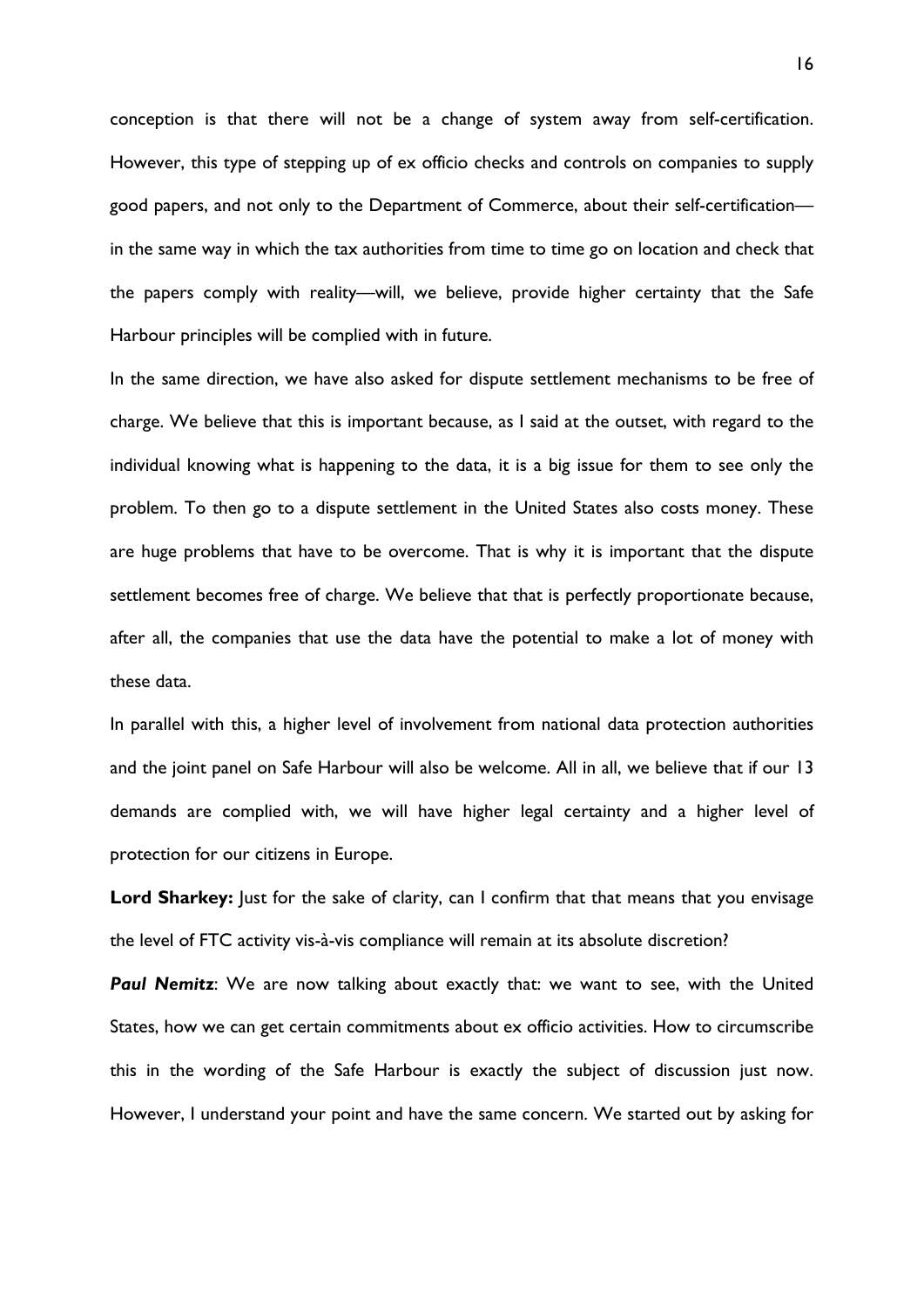conception is that there will not be a change of system away from self-certification. However, this type of stepping up of ex officio checks and controls on companies to supply good papers, and not only to the Department of Commerce, about their self-certification—in the same way in which the tax authorities from time to time go on location and check that the papers comply with reality—will, we believe, provide higher certainty that the Safe Harbour principles will be complied with in future.

In the same direction, we have also asked for dispute settlement mechanisms to be free of charge. We believe that this is important because, as I said at the outset, with regard to the individual knowing what is happening to the data, it is a big issue for them to see only the problem. To then go to a dispute settlement in the United States also costs money. These are huge problems that have to be overcome. That is why it is important that the dispute settlement becomes free of charge. We believe that that is perfectly proportionate because, after all, the companies that use the data have the potential to make a lot of money with these data.

In parallel with this, a higher level of involvement from national data protection authorities and the joint panel on Safe Harbour will also be welcome. All in all, we believe that if our 13 demands are complied with, we will have higher legal certainty and a higher level of protection for our citizens in Europe.

**Lord Sharkey:** Just for the sake of clarity, can I confirm that that means that you envisage the level of FTC activity vis-à-vis compliance will remain at its absolute discretion?

***Paul Nemitz***: We are now talking about exactly that: we want to see, with the United States, how we can get certain commitments about ex officio activities. How to circumscribe this in the wording of the Safe Harbour is exactly the subject of discussion just now. However, I understand your point and have the same concern. We started out by asking for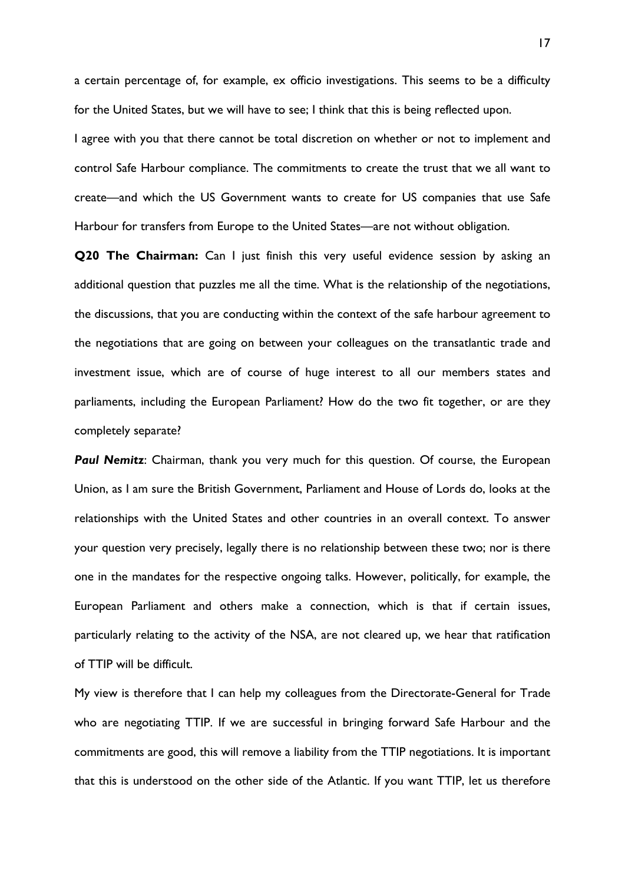a certain percentage of, for example, ex officio investigations. This seems to be a difficulty for the United States, but we will have to see; I think that this is being reflected upon.

I agree with you that there cannot be total discretion on whether or not to implement and control Safe Harbour compliance. The commitments to create the trust that we all want to create—and which the US Government wants to create for US companies that use Safe Harbour for transfers from Europe to the United States—are not without obligation.

**Q20 The Chairman:** Can I just finish this very useful evidence session by asking an additional question that puzzles me all the time. What is the relationship of the negotiations, the discussions, that you are conducting within the context of the safe harbour agreement to the negotiations that are going on between your colleagues on the transatlantic trade and investment issue, which are of course of huge interest to all our members states and parliaments, including the European Parliament? How do the two fit together, or are they completely separate?

***Paul Nemitz***: Chairman, thank you very much for this question. Of course, the European Union, as I am sure the British Government, Parliament and House of Lords do, looks at the relationships with the United States and other countries in an overall context. To answer your question very precisely, legally there is no relationship between these two; nor is there one in the mandates for the respective ongoing talks. However, politically, for example, the European Parliament and others make a connection, which is that if certain issues, particularly relating to the activity of the NSA, are not cleared up, we hear that ratification of TTIP will be difficult.

My view is therefore that I can help my colleagues from the Directorate-General for Trade who are negotiating TTIP. If we are successful in bringing forward Safe Harbour and the commitments are good, this will remove a liability from the TTIP negotiations. It is important that this is understood on the other side of the Atlantic. If you want TTIP, let us therefore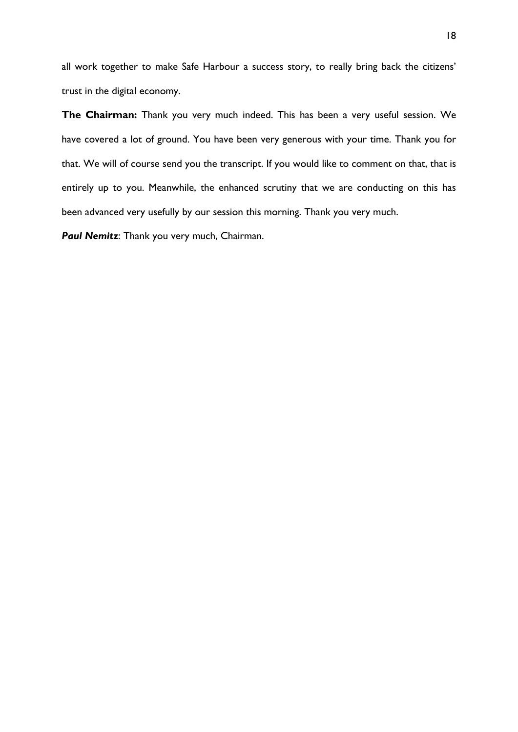all work together to make Safe Harbour a success story, to really bring back the citizens' trust in the digital economy.

**The Chairman:** Thank you very much indeed. This has been a very useful session. We have covered a lot of ground. You have been very generous with your time. Thank you for that. We will of course send you the transcript. If you would like to comment on that, that is entirely up to you. Meanwhile, the enhanced scrutiny that we are conducting on this has been advanced very usefully by our session this morning. Thank you very much.

***Paul Nemitz***: Thank you very much, Chairman.